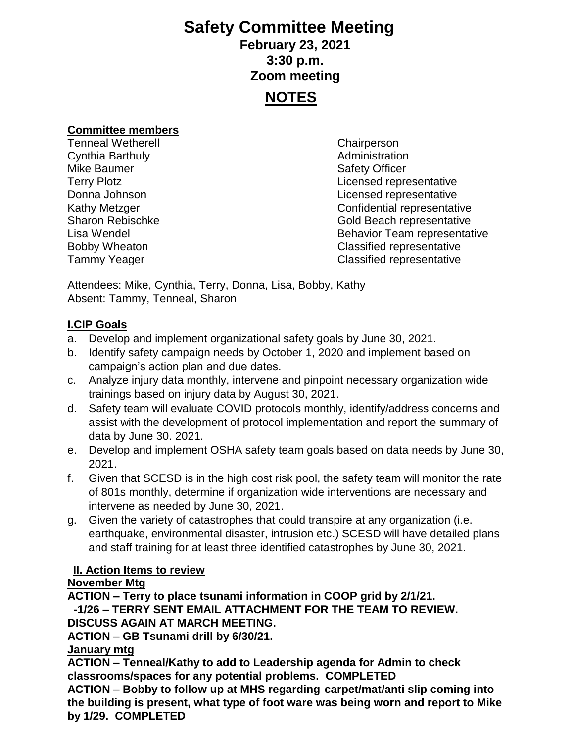# Safety Committee Meeting

**February 23, 2021**
**3:30 p.m.**
**Zoom meeting**

## NOTES

**Committee members**

| | |
|---|---|
| Tenneal Wetherell | Chairperson |
| Cynthia Barthuly | Administration |
| Mike Baumer | Safety Officer |
| Terry Plotz | Licensed representative |
| Donna Johnson | Licensed representative |
| Kathy Metzger | Confidential representative |
| Sharon Rebischke | Gold Beach representative |
| Lisa Wendel | Behavior Team representative |
| Bobby Wheaton | Classified representative |
| Tammy Yeager | Classified representative |

Attendees: Mike, Cynthia, Terry, Donna, Lisa, Bobby, Kathy
Absent: Tammy, Tenneal, Sharon

### I.CIP Goals

a. Develop and implement organizational safety goals by June 30, 2021.
b. Identify safety campaign needs by October 1, 2020 and implement based on campaign's action plan and due dates.
c. Analyze injury data monthly, intervene and pinpoint necessary organization wide trainings based on injury data by August 30, 2021.
d. Safety team will evaluate COVID protocols monthly, identify/address concerns and assist with the development of protocol implementation and report the summary of data by June 30. 2021.
e. Develop and implement OSHA safety team goals based on data needs by June 30, 2021.
f. Given that SCESD is in the high cost risk pool, the safety team will monitor the rate of 801s monthly, determine if organization wide interventions are necessary and intervene as needed by June 30, 2021.
g. Given the variety of catastrophes that could transpire at any organization (i.e. earthquake, environmental disaster, intrusion etc.) SCESD will have detailed plans and staff training for at least three identified catastrophes by June 30, 2021.

### II. Action Items to review

**November Mtg**

**ACTION – Terry to place tsunami information in COOP grid by 2/1/21.**
**-1/26 – TERRY SENT EMAIL ATTACHMENT FOR THE TEAM TO REVIEW. DISCUSS AGAIN AT MARCH MEETING.**
**ACTION – GB Tsunami drill by 6/30/21.**

**January mtg**

**ACTION – Tenneal/Kathy to add to Leadership agenda for Admin to check classrooms/spaces for any potential problems. COMPLETED**
**ACTION – Bobby to follow up at MHS regarding carpet/mat/anti slip coming into the building is present, what type of foot ware was being worn and report to Mike by 1/29. COMPLETED**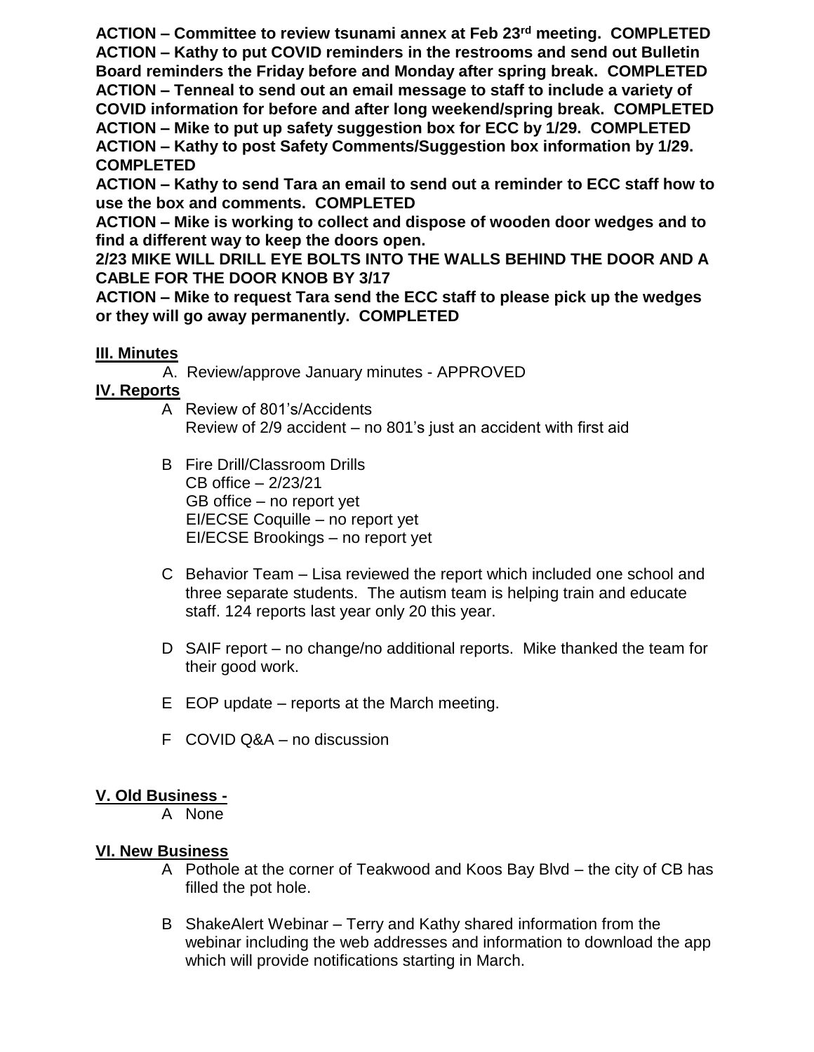**ACTION – Committee to review tsunami annex at Feb 23rd meeting. COMPLETED**
**ACTION – Kathy to put COVID reminders in the restrooms and send out Bulletin Board reminders the Friday before and Monday after spring break. COMPLETED**
**ACTION – Tenneal to send out an email message to staff to include a variety of COVID information for before and after long weekend/spring break. COMPLETED**
**ACTION – Mike to put up safety suggestion box for ECC by 1/29. COMPLETED**
**ACTION – Kathy to post Safety Comments/Suggestion box information by 1/29. COMPLETED**
**ACTION – Kathy to send Tara an email to send out a reminder to ECC staff how to use the box and comments. COMPLETED**
**ACTION – Mike is working to collect and dispose of wooden door wedges and to find a different way to keep the doors open.**
**2/23 MIKE WILL DRILL EYE BOLTS INTO THE WALLS BEHIND THE DOOR AND A CABLE FOR THE DOOR KNOB BY 3/17**
**ACTION – Mike to request Tara send the ECC staff to please pick up the wedges or they will go away permanently. COMPLETED**

## III. Minutes

A. Review/approve January minutes - APPROVED

## IV. Reports

A Review of 801's/Accidents
Review of 2/9 accident – no 801's just an accident with first aid

B Fire Drill/Classroom Drills
CB office – 2/23/21
GB office – no report yet
EI/ECSE Coquille – no report yet
EI/ECSE Brookings – no report yet

C Behavior Team – Lisa reviewed the report which included one school and three separate students. The autism team is helping train and educate staff. 124 reports last year only 20 this year.

D SAIF report – no change/no additional reports. Mike thanked the team for their good work.

E EOP update – reports at the March meeting.

F COVID Q&A – no discussion

## V. Old Business -

A None

## VI. New Business

A Pothole at the corner of Teakwood and Koos Bay Blvd – the city of CB has filled the pot hole.

B ShakeAlert Webinar – Terry and Kathy shared information from the webinar including the web addresses and information to download the app which will provide notifications starting in March.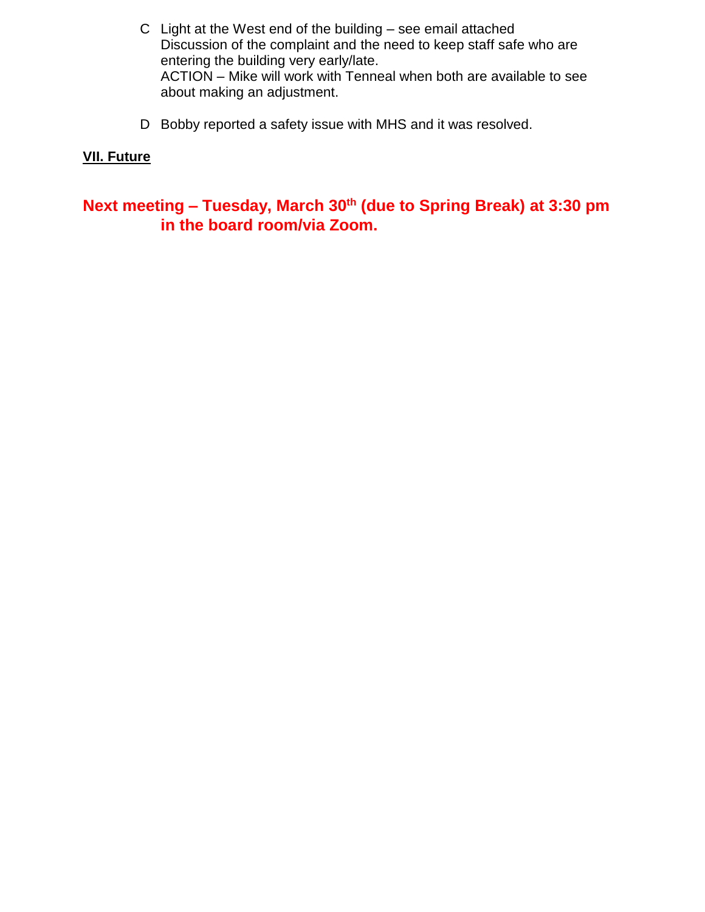C Light at the West end of the building – see email attached
Discussion of the complaint and the need to keep staff safe who are entering the building very early/late.
ACTION – Mike will work with Tenneal when both are available to see about making an adjustment.

D Bobby reported a safety issue with MHS and it was resolved.

**VII. Future**

**Next meeting – Tuesday, March 30th (due to Spring Break) at 3:30 pm in the board room/via Zoom.**